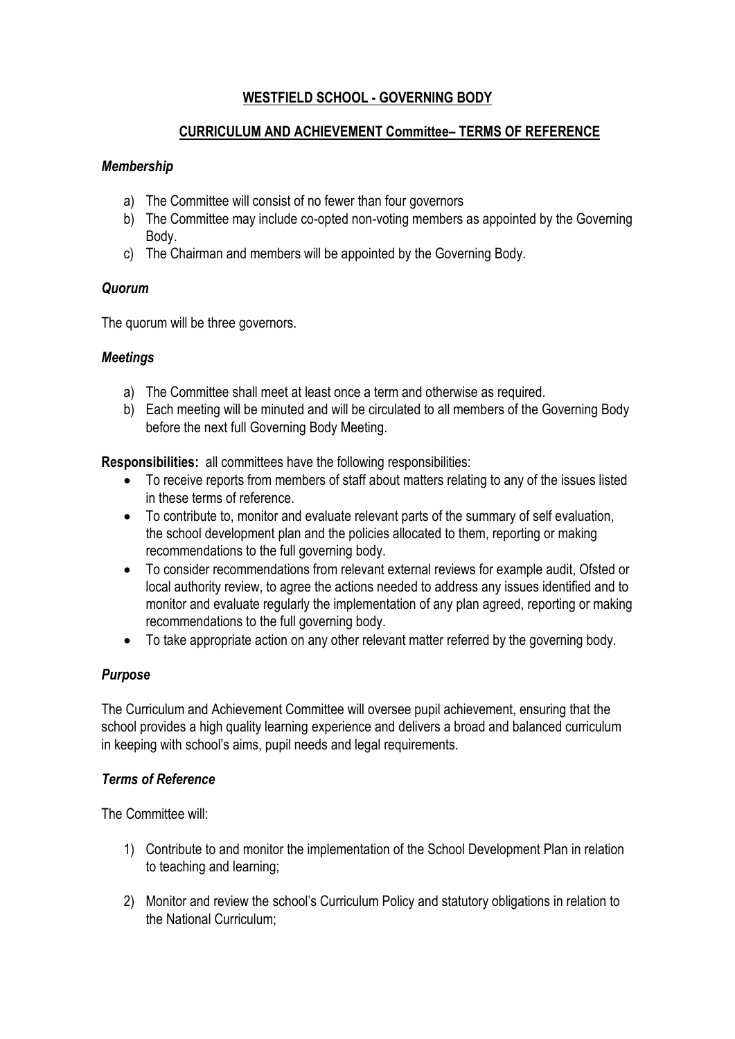# **WESTFIELD SCHOOL - GOVERNING BODY**

## **CURRICULUM AND ACHIEVEMENT Committee– TERMS OF REFERENCE**

### ***Membership***

a) The Committee will consist of no fewer than four governors
b) The Committee may include co-opted non-voting members as appointed by the Governing Body.
c) The Chairman and members will be appointed by the Governing Body.

### ***Quorum***

The quorum will be three governors.

### ***Meetings***

a) The Committee shall meet at least once a term and otherwise as required.
b) Each meeting will be minuted and will be circulated to all members of the Governing Body before the next full Governing Body Meeting.

**Responsibilities:** all committees have the following responsibilities:

- To receive reports from members of staff about matters relating to any of the issues listed in these terms of reference.
- To contribute to, monitor and evaluate relevant parts of the summary of self evaluation, the school development plan and the policies allocated to them, reporting or making recommendations to the full governing body.
- To consider recommendations from relevant external reviews for example audit, Ofsted or local authority review, to agree the actions needed to address any issues identified and to monitor and evaluate regularly the implementation of any plan agreed, reporting or making recommendations to the full governing body.
- To take appropriate action on any other relevant matter referred by the governing body.

### ***Purpose***

The Curriculum and Achievement Committee will oversee pupil achievement, ensuring that the school provides a high quality learning experience and delivers a broad and balanced curriculum in keeping with school's aims, pupil needs and legal requirements.

### ***Terms of Reference***

The Committee will:

1) Contribute to and monitor the implementation of the School Development Plan in relation to teaching and learning;

2) Monitor and review the school's Curriculum Policy and statutory obligations in relation to the National Curriculum;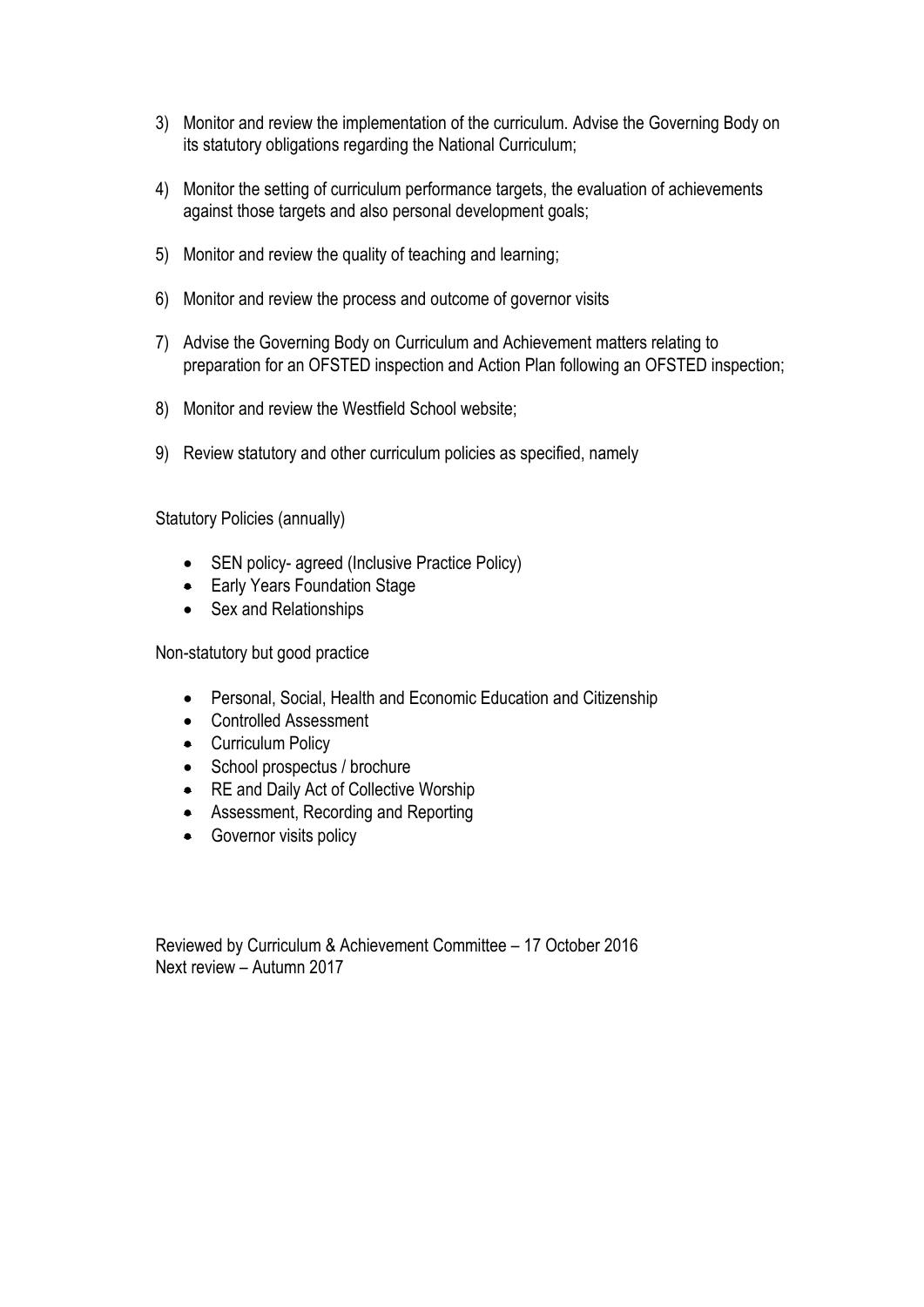3) Monitor and review the implementation of the curriculum. Advise the Governing Body on its statutory obligations regarding the National Curriculum;

4) Monitor the setting of curriculum performance targets, the evaluation of achievements against those targets and also personal development goals;

5) Monitor and review the quality of teaching and learning;

6) Monitor and review the process and outcome of governor visits

7) Advise the Governing Body on Curriculum and Achievement matters relating to preparation for an OFSTED inspection and Action Plan following an OFSTED inspection;

8) Monitor and review the Westfield School website;

9) Review statutory and other curriculum policies as specified, namely

Statutory Policies (annually)

- SEN policy- agreed (Inclusive Practice Policy)
- Early Years Foundation Stage
- Sex and Relationships

Non-statutory but good practice

- Personal, Social, Health and Economic Education and Citizenship
- Controlled Assessment
- Curriculum Policy
- School prospectus / brochure
- RE and Daily Act of Collective Worship
- Assessment, Recording and Reporting
- Governor visits policy

Reviewed by Curriculum & Achievement Committee – 17 October 2016
Next review – Autumn 2017